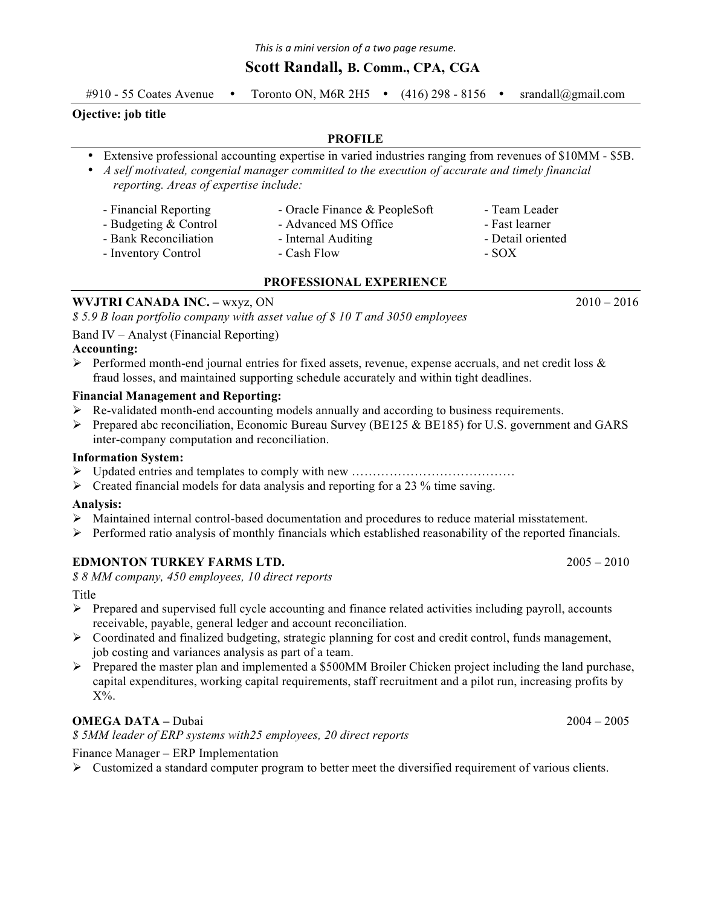*This is a mini version of a two page resume.*

# Scott Randall, B. Comm., CPA, CGA

#910 - 55 Coates Avenue • Toronto ON, M6R 2H5 • (416) 298 - 8156 • srandall@gmail.com

**Ojective: job title**

## PROFILE

- Extensive professional accounting expertise in varied industries ranging from revenues of $10MM - $5B.
- *A self motivated, congenial manager committed to the execution of accurate and timely financial reporting. Areas of expertise include:*

| | | |
|---|---|---|
| - Financial Reporting | - Oracle Finance & PeopleSoft | - Team Leader |
| - Budgeting & Control | - Advanced MS Office | - Fast learner |
| - Bank Reconciliation | - Internal Auditing | - Detail oriented |
| - Inventory Control | - Cash Flow | - SOX |

## PROFESSIONAL EXPERIENCE

**WVJTRI CANADA INC. –** wxyz, ON 2010 – 2016

*$ 5.9 B loan portfolio company with asset value of $ 10 T and 3050 employees*

Band IV – Analyst (Financial Reporting)

**Accounting:**

- Performed month-end journal entries for fixed assets, revenue, expense accruals, and net credit loss & fraud losses, and maintained supporting schedule accurately and within tight deadlines.

**Financial Management and Reporting:**

- Re-validated month-end accounting models annually and according to business requirements.
- Prepared abc reconciliation, Economic Bureau Survey (BE125 & BE185) for U.S. government and GARS inter-company computation and reconciliation.

**Information System:**

- Updated entries and templates to comply with new …………………………………
- Created financial models for data analysis and reporting for a 23 % time saving.

**Analysis:**

- Maintained internal control-based documentation and procedures to reduce material misstatement.
- Performed ratio analysis of monthly financials which established reasonability of the reported financials.

**EDMONTON TURKEY FARMS LTD.** 2005 – 2010

*$ 8 MM company, 450 employees, 10 direct reports*

Title

- Prepared and supervised full cycle accounting and finance related activities including payroll, accounts receivable, payable, general ledger and account reconciliation.
- Coordinated and finalized budgeting, strategic planning for cost and credit control, funds management, job costing and variances analysis as part of a team.
- Prepared the master plan and implemented a $500MM Broiler Chicken project including the land purchase, capital expenditures, working capital requirements, staff recruitment and a pilot run, increasing profits by X%.

**OMEGA DATA –** Dubai 2004 – 2005

*$ 5MM leader of ERP systems with25 employees, 20 direct reports*

Finance Manager – ERP Implementation

- Customized a standard computer program to better meet the diversified requirement of various clients.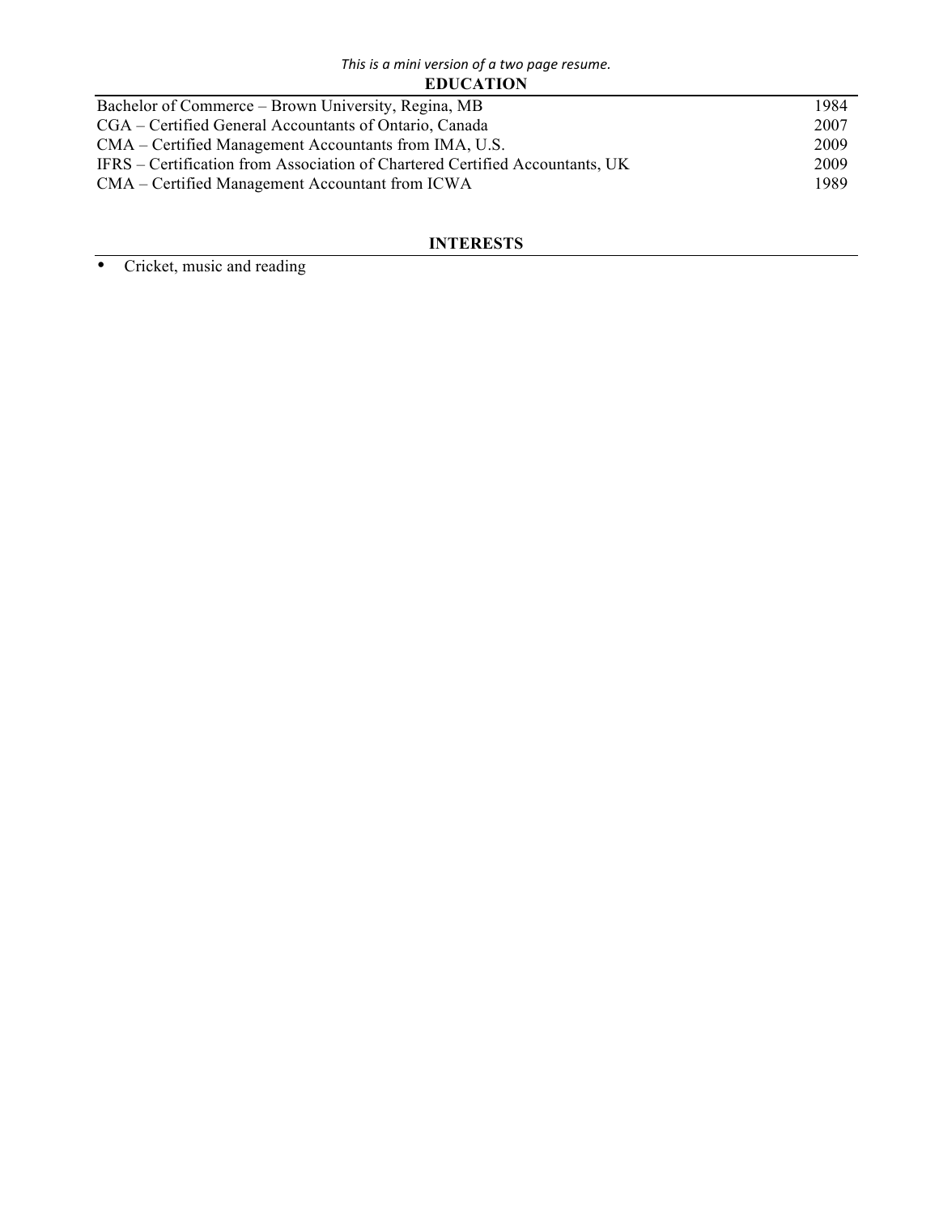*This is a mini version of a two page resume.*

## EDUCATION

| | |
|---|---|
| Bachelor of Commerce – Brown University, Regina, MB | 1984 |
| CGA – Certified General Accountants of Ontario, Canada | 2007 |
| CMA – Certified Management Accountants from IMA, U.S. | 2009 |
| IFRS – Certification from Association of Chartered Certified Accountants, UK | 2009 |
| CMA – Certified Management Accountant from ICWA | 1989 |

## INTERESTS

- Cricket, music and reading